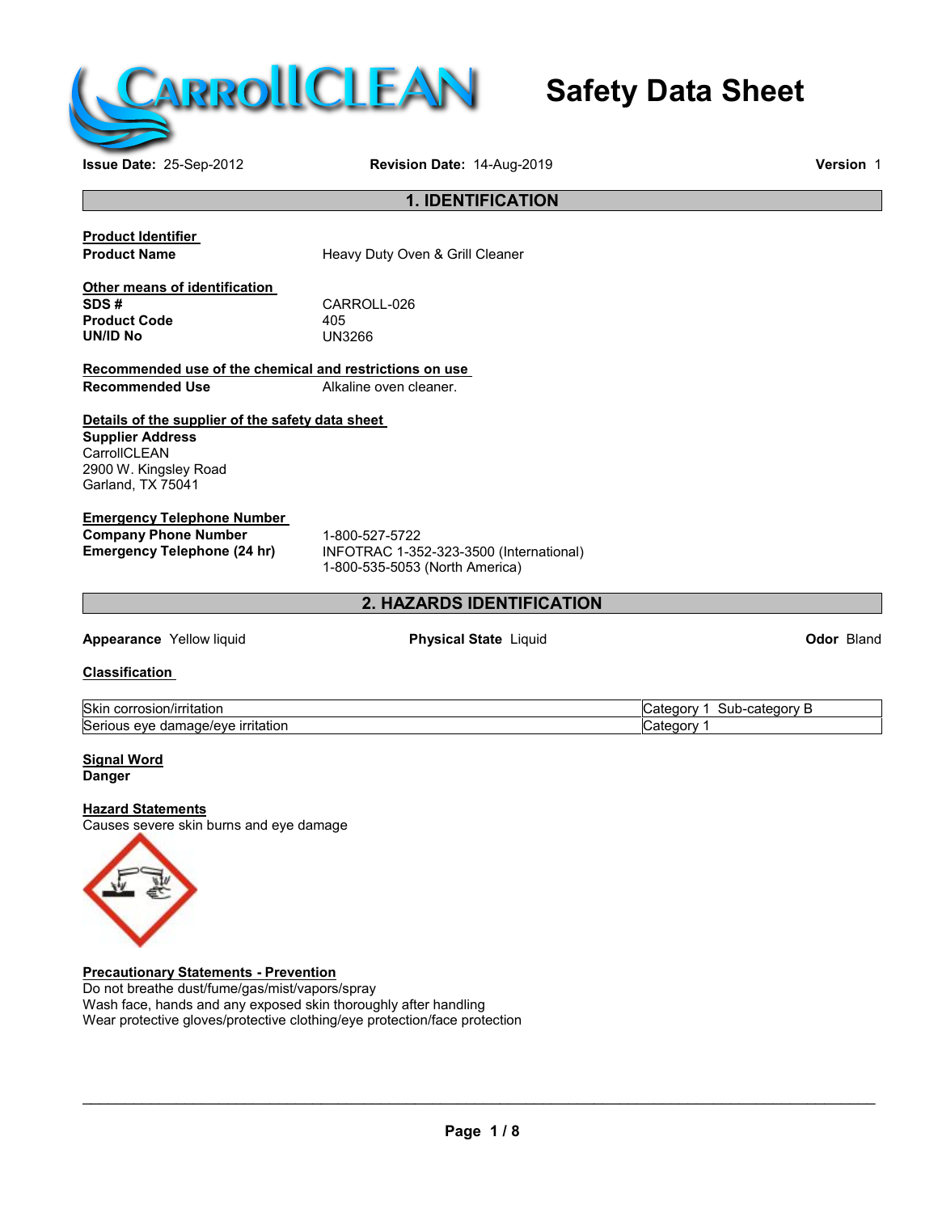# Safety Data Sheet

**Issue Date:** 25-Sep-2012 **Revision Date:** 14-Aug-2019 **Version** 1

## 1. IDENTIFICATION

**Product Identifier**

**Product Name** Heavy Duty Oven & Grill Cleaner

**Other means of identification**

**SDS #** CARROLL-026
**Product Code** 405
**UN/ID No** UN3266

**Recommended use of the chemical and restrictions on use**

**Recommended Use** Alkaline oven cleaner.

**Details of the supplier of the safety data sheet**

**Supplier Address**
CarrollCLEAN
2900 W. Kingsley Road
Garland, TX 75041

**Emergency Telephone Number**

**Company Phone Number** 1-800-527-5722
**Emergency Telephone (24 hr)** INFOTRAC 1-352-323-3500 (International)
1-800-535-5053 (North America)

## 2. HAZARDS IDENTIFICATION

**Appearance** Yellow liquid **Physical State** Liquid **Odor** Bland

**Classification**

| | |
|---|---|
| Skin corrosion/irritation | Category 1 Sub-category B |
| Serious eye damage/eye irritation | Category 1 |

**Signal Word**
**Danger**

**Hazard Statements**
Causes severe skin burns and eye damage

**Precautionary Statements - Prevention**
Do not breathe dust/fume/gas/mist/vapors/spray
Wash face, hands and any exposed skin thoroughly after handling
Wear protective gloves/protective clothing/eye protection/face protection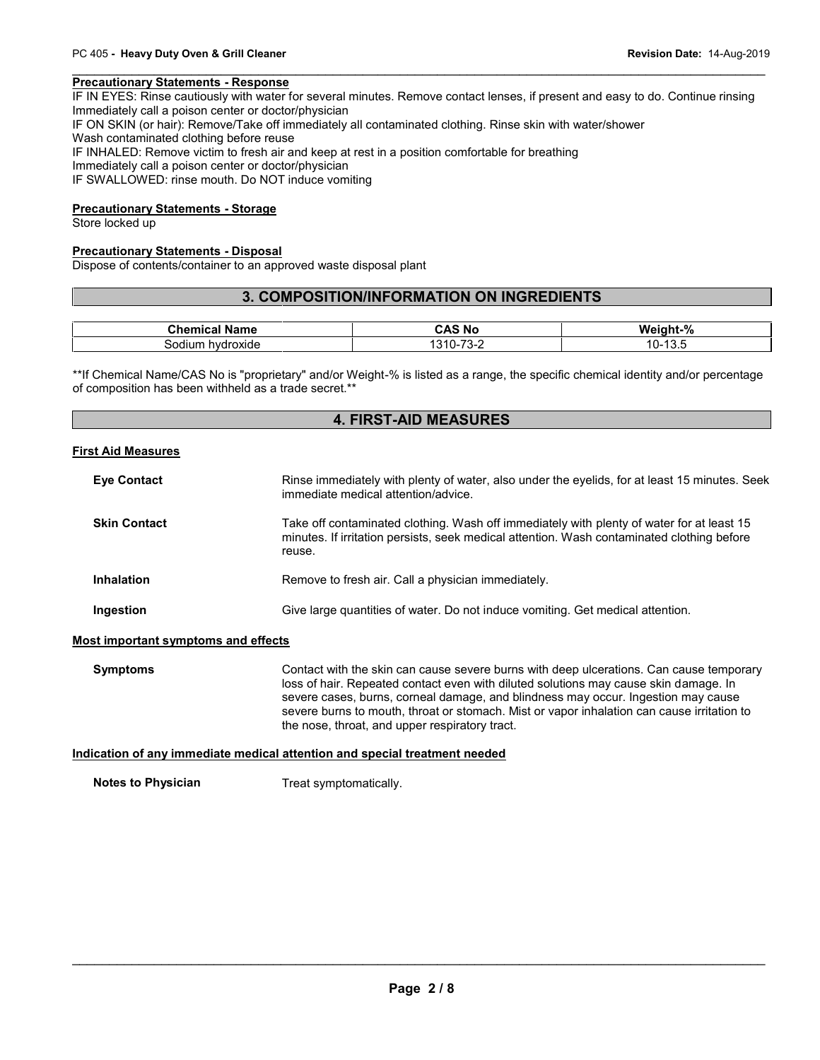**Precautionary Statements - Response**

IF IN EYES: Rinse cautiously with water for several minutes. Remove contact lenses, if present and easy to do. Continue rinsing
Immediately call a poison center or doctor/physician
IF ON SKIN (or hair): Remove/Take off immediately all contaminated clothing. Rinse skin with water/shower
Wash contaminated clothing before reuse
IF INHALED: Remove victim to fresh air and keep at rest in a position comfortable for breathing
Immediately call a poison center or doctor/physician
IF SWALLOWED: rinse mouth. Do NOT induce vomiting

**Precautionary Statements - Storage**

Store locked up

**Precautionary Statements - Disposal**

Dispose of contents/container to an approved waste disposal plant

## 3. COMPOSITION/INFORMATION ON INGREDIENTS

| Chemical Name | CAS No | Weight-% |
|---|---|---|
| Sodium hydroxide | 1310-73-2 | 10-13.5 |

**If Chemical Name/CAS No is "proprietary" and/or Weight-% is listed as a range, the specific chemical identity and/or percentage of composition has been withheld as a trade secret.**

## 4. FIRST-AID MEASURES

**First Aid Measures**

**Eye Contact** Rinse immediately with plenty of water, also under the eyelids, for at least 15 minutes. Seek immediate medical attention/advice.

**Skin Contact** Take off contaminated clothing. Wash off immediately with plenty of water for at least 15 minutes. If irritation persists, seek medical attention. Wash contaminated clothing before reuse.

**Inhalation** Remove to fresh air. Call a physician immediately.

**Ingestion** Give large quantities of water. Do not induce vomiting. Get medical attention.

**Most important symptoms and effects**

**Symptoms** Contact with the skin can cause severe burns with deep ulcerations. Can cause temporary loss of hair. Repeated contact even with diluted solutions may cause skin damage. In severe cases, burns, corneal damage, and blindness may occur. Ingestion may cause severe burns to mouth, throat or stomach. Mist or vapor inhalation can cause irritation to the nose, throat, and upper respiratory tract.

**Indication of any immediate medical attention and special treatment needed**

**Notes to Physician** Treat symptomatically.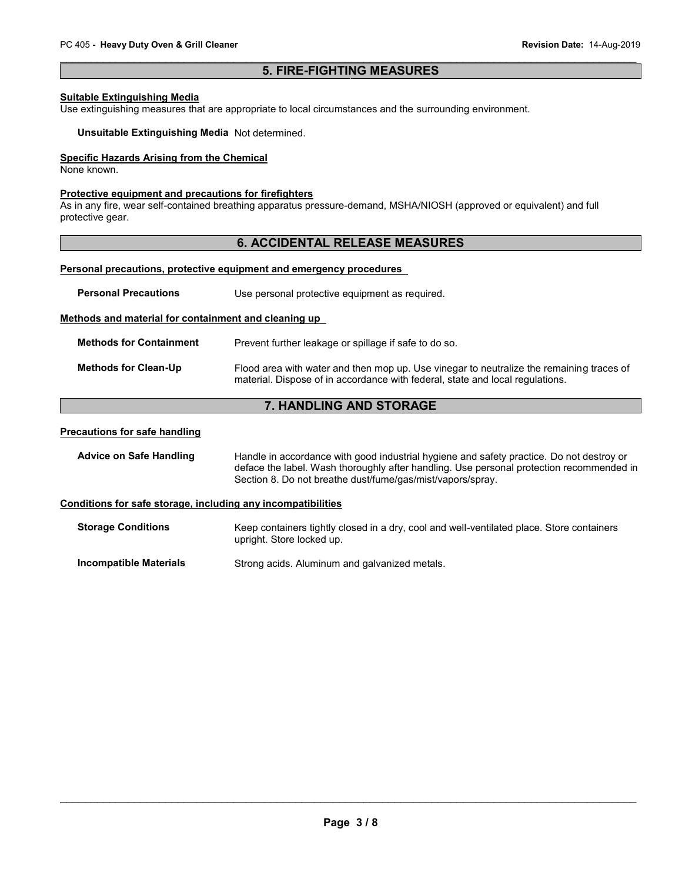## 5. FIRE-FIGHTING MEASURES

**Suitable Extinguishing Media**

Use extinguishing measures that are appropriate to local circumstances and the surrounding environment.

**Unsuitable Extinguishing Media** Not determined.

**Specific Hazards Arising from the Chemical**

None known.

**Protective equipment and precautions for firefighters**

As in any fire, wear self-contained breathing apparatus pressure-demand, MSHA/NIOSH (approved or equivalent) and full protective gear.

## 6. ACCIDENTAL RELEASE MEASURES

**Personal precautions, protective equipment and emergency procedures**

**Personal Precautions** Use personal protective equipment as required.

**Methods and material for containment and cleaning up**

**Methods for Containment** Prevent further leakage or spillage if safe to do so.

**Methods for Clean-Up** Flood area with water and then mop up. Use vinegar to neutralize the remaining traces of material. Dispose of in accordance with federal, state and local regulations.

## 7. HANDLING AND STORAGE

**Precautions for safe handling**

**Advice on Safe Handling** Handle in accordance with good industrial hygiene and safety practice. Do not destroy or deface the label. Wash thoroughly after handling. Use personal protection recommended in Section 8. Do not breathe dust/fume/gas/mist/vapors/spray.

**Conditions for safe storage, including any incompatibilities**

**Storage Conditions** Keep containers tightly closed in a dry, cool and well-ventilated place. Store containers upright. Store locked up.

**Incompatible Materials** Strong acids. Aluminum and galvanized metals.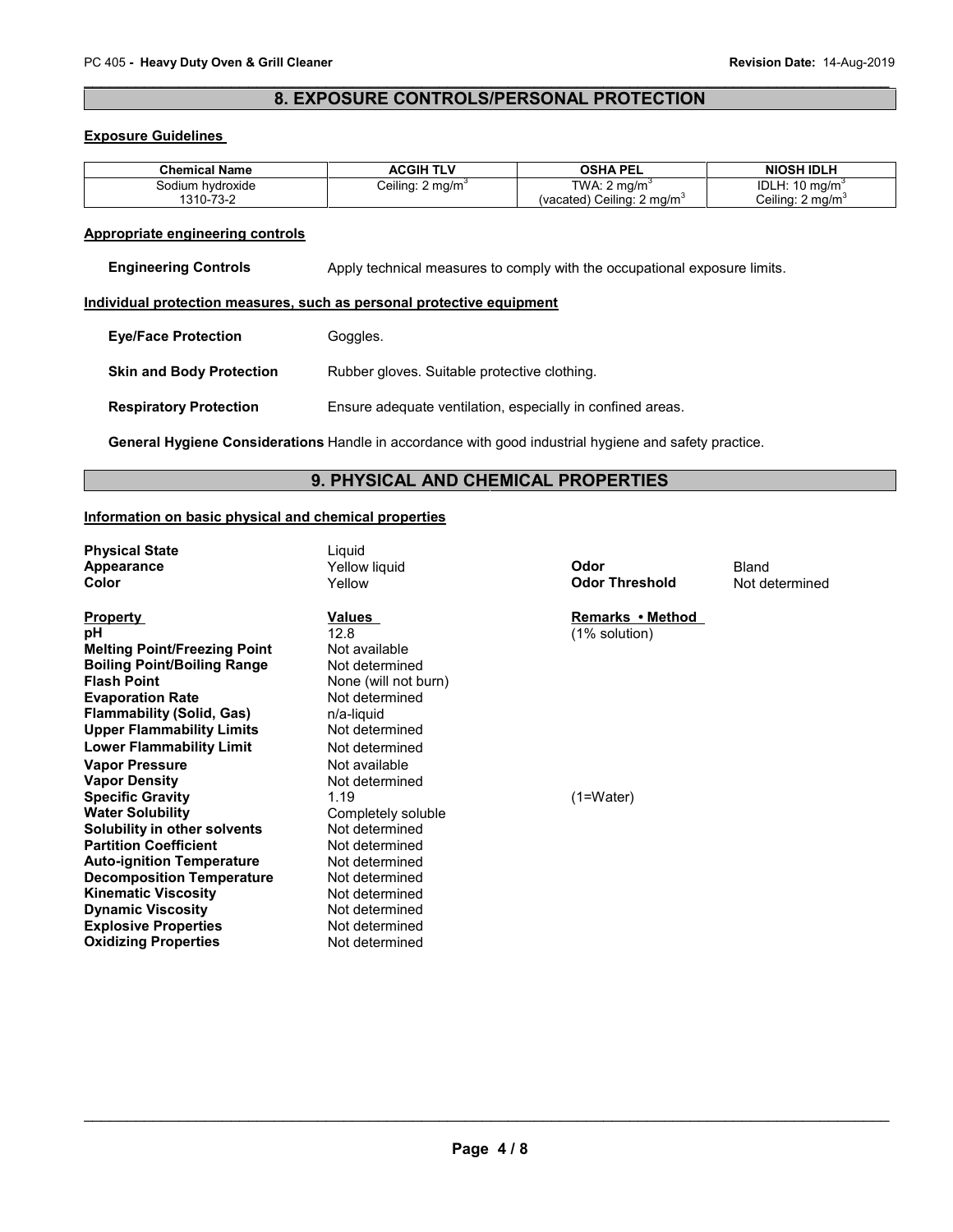## 8. EXPOSURE CONTROLS/PERSONAL PROTECTION

**Exposure Guidelines**

| Chemical Name | ACGIH TLV | OSHA PEL | NIOSH IDLH |
|---|---|---|---|
| Sodium hydroxide<br>1310-73-2 | Ceiling: 2 mg/m$^3$ | TWA: 2 mg/m$^3$<br>(vacated) Ceiling: 2 mg/m$^3$ | IDLH: 10 mg/m$^3$<br>Ceiling: 2 mg/m$^3$ |

**Appropriate engineering controls**

**Engineering Controls** Apply technical measures to comply with the occupational exposure limits.

**Individual protection measures, such as personal protective equipment**

**Eye/Face Protection** Goggles.

**Skin and Body Protection** Rubber gloves. Suitable protective clothing.

**Respiratory Protection** Ensure adequate ventilation, especially in confined areas.

**General Hygiene Considerations** Handle in accordance with good industrial hygiene and safety practice.

## 9. PHYSICAL AND CHEMICAL PROPERTIES

**Information on basic physical and chemical properties**

**Physical State** Liquid
**Appearance** Yellow liquid
**Color** Yellow
**Odor** Bland
**Odor Threshold** Not determined

| Property | Values | Remarks • Method |
|---|---|---|
| pH | 12.8 | (1% solution) |
| Melting Point/Freezing Point | Not available | |
| Boiling Point/Boiling Range | Not determined | |
| Flash Point | None (will not burn) | |
| Evaporation Rate | Not determined | |
| Flammability (Solid, Gas) | n/a-liquid | |
| Upper Flammability Limits | Not determined | |
| Lower Flammability Limit | Not determined | |
| Vapor Pressure | Not available | |
| Vapor Density | Not determined | |
| Specific Gravity | 1.19 | (1=Water) |
| Water Solubility | Completely soluble | |
| Solubility in other solvents | Not determined | |
| Partition Coefficient | Not determined | |
| Auto-ignition Temperature | Not determined | |
| Decomposition Temperature | Not determined | |
| Kinematic Viscosity | Not determined | |
| Dynamic Viscosity | Not determined | |
| Explosive Properties | Not determined | |
| Oxidizing Properties | Not determined | |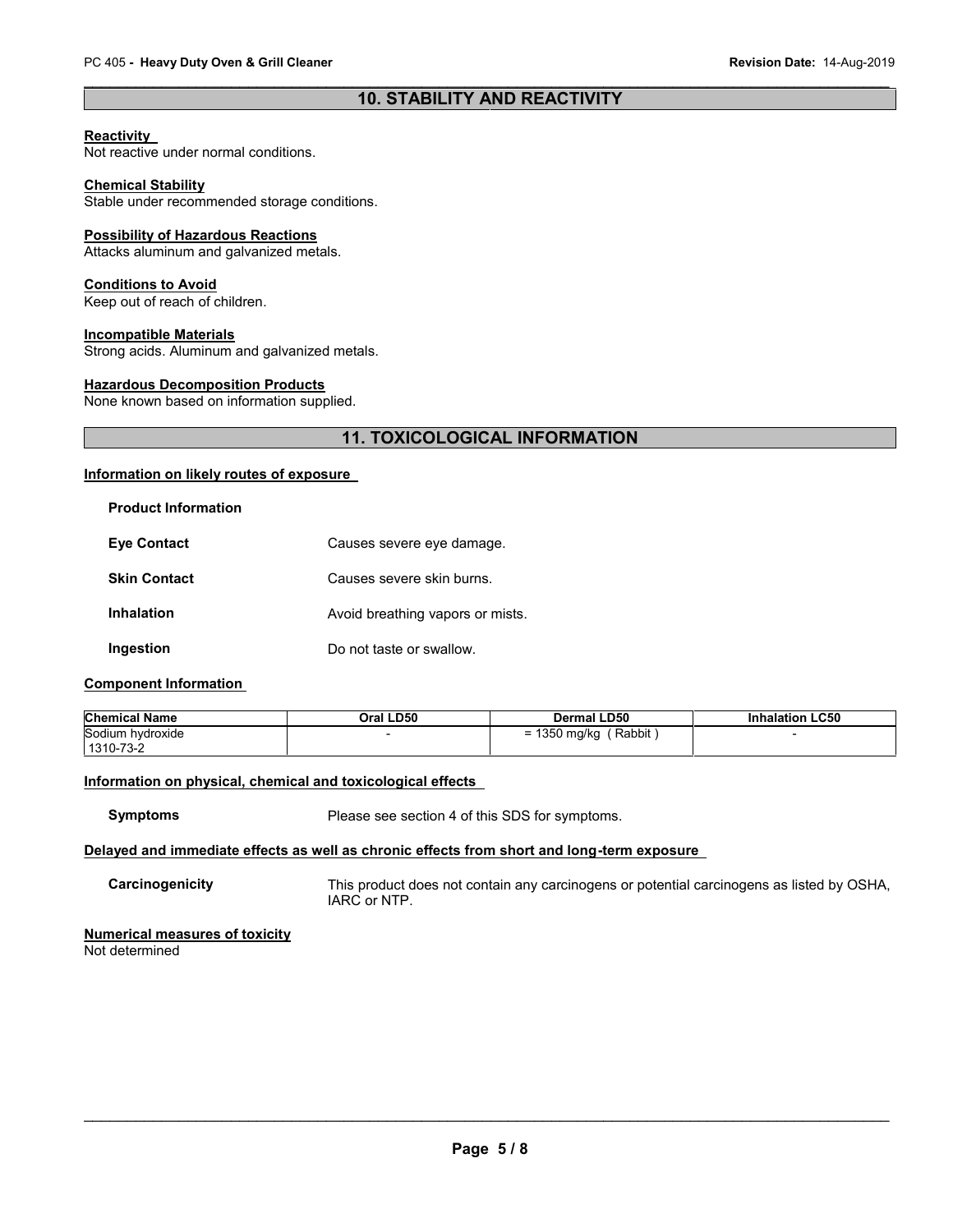## 10. STABILITY AND REACTIVITY

**Reactivity**
Not reactive under normal conditions.

**Chemical Stability**
Stable under recommended storage conditions.

**Possibility of Hazardous Reactions**
Attacks aluminum and galvanized metals.

**Conditions to Avoid**
Keep out of reach of children.

**Incompatible Materials**
Strong acids. Aluminum and galvanized metals.

**Hazardous Decomposition Products**
None known based on information supplied.

## 11. TOXICOLOGICAL INFORMATION

**Information on likely routes of exposure**

**Product Information**

**Eye Contact** Causes severe eye damage.

**Skin Contact** Causes severe skin burns.

**Inhalation** Avoid breathing vapors or mists.

**Ingestion** Do not taste or swallow.

**Component Information**

| Chemical Name | Oral LD50 | Dermal LD50 | Inhalation LC50 |
|---|---|---|---|
| Sodium hydroxide 1310-73-2 | - | = 1350 mg/kg ( Rabbit ) | - |

**Information on physical, chemical and toxicological effects**

**Symptoms** Please see section 4 of this SDS for symptoms.

**Delayed and immediate effects as well as chronic effects from short and long-term exposure**

**Carcinogenicity** This product does not contain any carcinogens or potential carcinogens as listed by OSHA, IARC or NTP.

**Numerical measures of toxicity**
Not determined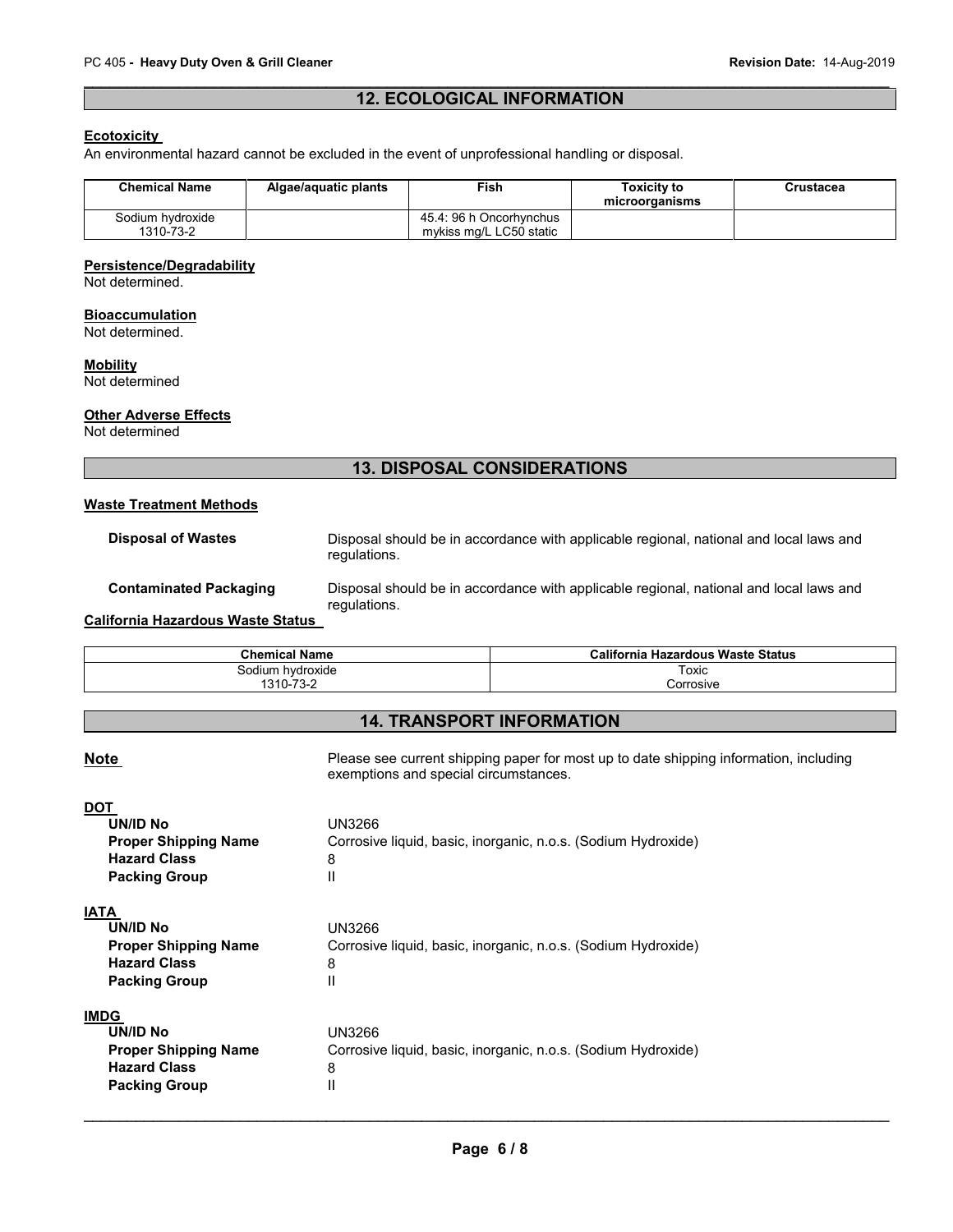## 12. ECOLOGICAL INFORMATION

**Ecotoxicity**

An environmental hazard cannot be excluded in the event of unprofessional handling or disposal.

| Chemical Name | Algae/aquatic plants | Fish | Toxicity to microorganisms | Crustacea |
|---|---|---|---|---|
| Sodium hydroxide 1310-73-2 | | 45.4: 96 h Oncorhynchus mykiss mg/L LC50 static | | |

**Persistence/Degradability**

Not determined.

**Bioaccumulation**

Not determined.

**Mobility**

Not determined

**Other Adverse Effects**

Not determined

## 13. DISPOSAL CONSIDERATIONS

**Waste Treatment Methods**

**Disposal of Wastes** Disposal should be in accordance with applicable regional, national and local laws and regulations.

**Contaminated Packaging** Disposal should be in accordance with applicable regional, national and local laws and regulations.

**California Hazardous Waste Status**

| Chemical Name | California Hazardous Waste Status |
|---|---|
| Sodium hydroxide 1310-73-2 | Toxic Corrosive |

## 14. TRANSPORT INFORMATION

**Note** Please see current shipping paper for most up to date shipping information, including exemptions and special circumstances.

**DOT**

| | |
|---|---|
| **UN/ID No** | UN3266 |
| **Proper Shipping Name** | Corrosive liquid, basic, inorganic, n.o.s. (Sodium Hydroxide) |
| **Hazard Class** | 8 |
| **Packing Group** | II |

**IATA**

| | |
|---|---|
| **UN/ID No** | UN3266 |
| **Proper Shipping Name** | Corrosive liquid, basic, inorganic, n.o.s. (Sodium Hydroxide) |
| **Hazard Class** | 8 |
| **Packing Group** | II |

**IMDG**

| | |
|---|---|
| **UN/ID No** | UN3266 |
| **Proper Shipping Name** | Corrosive liquid, basic, inorganic, n.o.s. (Sodium Hydroxide) |
| **Hazard Class** | 8 |
| **Packing Group** | II |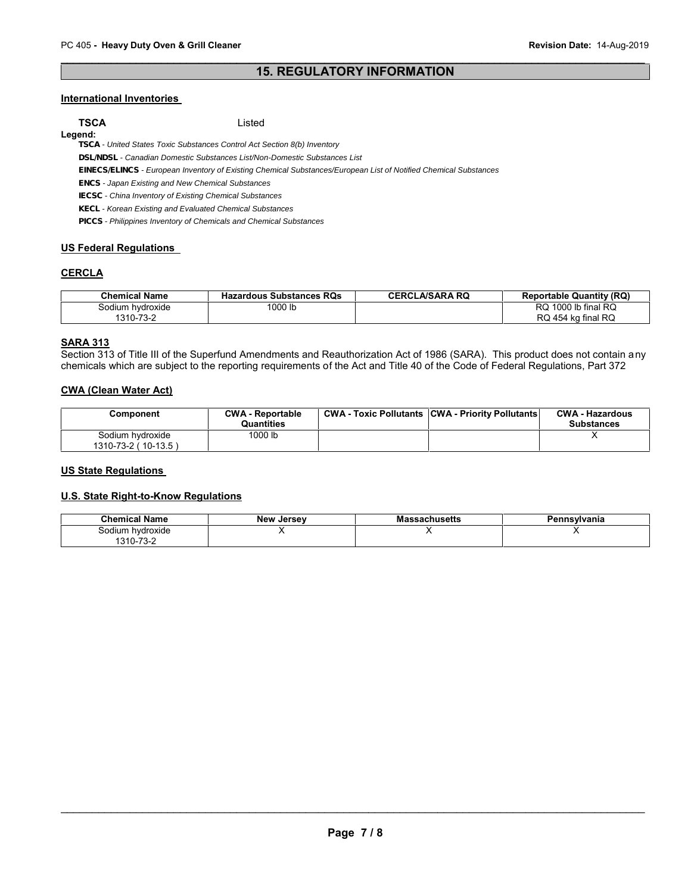## 15. REGULATORY INFORMATION

### International Inventories

**TSCA** Listed

**Legend:**

**TSCA** - *United States Toxic Substances Control Act Section 8(b) Inventory*
**DSL/NDSL** - *Canadian Domestic Substances List/Non-Domestic Substances List*
**EINECS/ELINCS** - *European Inventory of Existing Chemical Substances/European List of Notified Chemical Substances*
**ENCS** - *Japan Existing and New Chemical Substances*
**IECSC** - *China Inventory of Existing Chemical Substances*
**KECL** - *Korean Existing and Evaluated Chemical Substances*
**PICCS** - *Philippines Inventory of Chemicals and Chemical Substances*

### US Federal Regulations

### CERCLA

| Chemical Name | Hazardous Substances RQs | CERCLA/SARA RQ | Reportable Quantity (RQ) |
|---|---|---|---|
| Sodium hydroxide 1310-73-2 | 1000 lb | | RQ 1000 lb final RQ RQ 454 kg final RQ |

### SARA 313

Section 313 of Title III of the Superfund Amendments and Reauthorization Act of 1986 (SARA). This product does not contain any chemicals which are subject to the reporting requirements of the Act and Title 40 of the Code of Federal Regulations, Part 372

### CWA (Clean Water Act)

| Component | CWA - Reportable Quantities | CWA - Toxic Pollutants | CWA - Priority Pollutants | CWA - Hazardous Substances |
|---|---|---|---|---|
| Sodium hydroxide 1310-73-2 ( 10-13.5 ) | 1000 lb | | | X |

### US State Regulations

### U.S. State Right-to-Know Regulations

| Chemical Name | New Jersey | Massachusetts | Pennsylvania |
|---|---|---|---|
| Sodium hydroxide 1310-73-2 | X | X | X |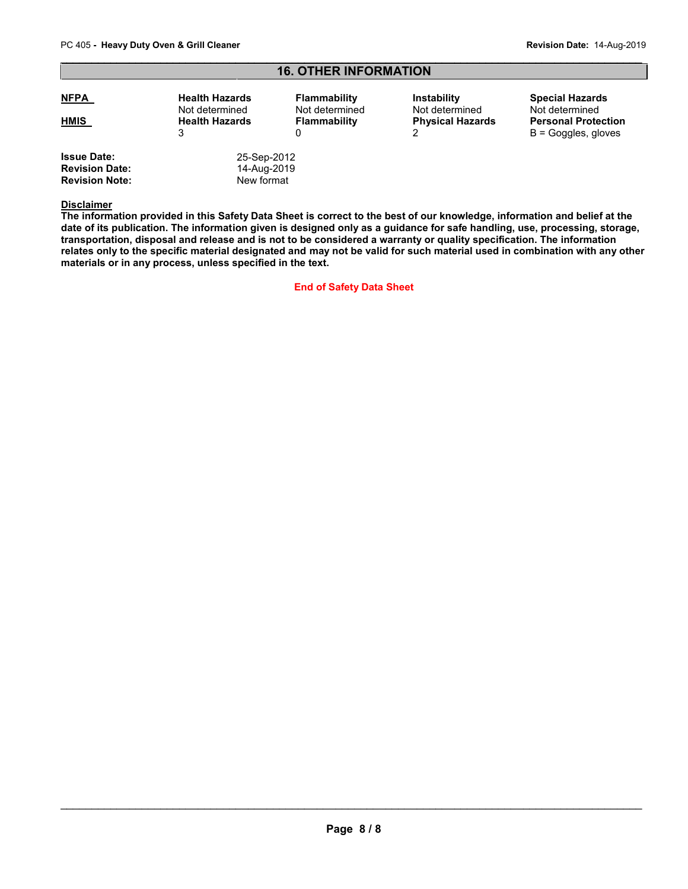## 16. OTHER INFORMATION

| | | | | |
|---|---|---|---|---|
| **NFPA** | **Health Hazards**<br>Not determined | **Flammability**<br>Not determined | **Instability**<br>Not determined | **Special Hazards**<br>Not determined |
| **HMIS** | **Health Hazards**<br>3 | **Flammability**<br>0 | **Physical Hazards**<br>2 | **Personal Protection**<br>B = Goggles, gloves |

**Issue Date:** 25-Sep-2012
**Revision Date:** 14-Aug-2019
**Revision Note:** New format

**Disclaimer**

**The information provided in this Safety Data Sheet is correct to the best of our knowledge, information and belief at the date of its publication. The information given is designed only as a guidance for safe handling, use, processing, storage, transportation, disposal and release and is not to be considered a warranty or quality specification. The information relates only to the specific material designated and may not be valid for such material used in combination with any other materials or in any process, unless specified in the text.**

**End of Safety Data Sheet**